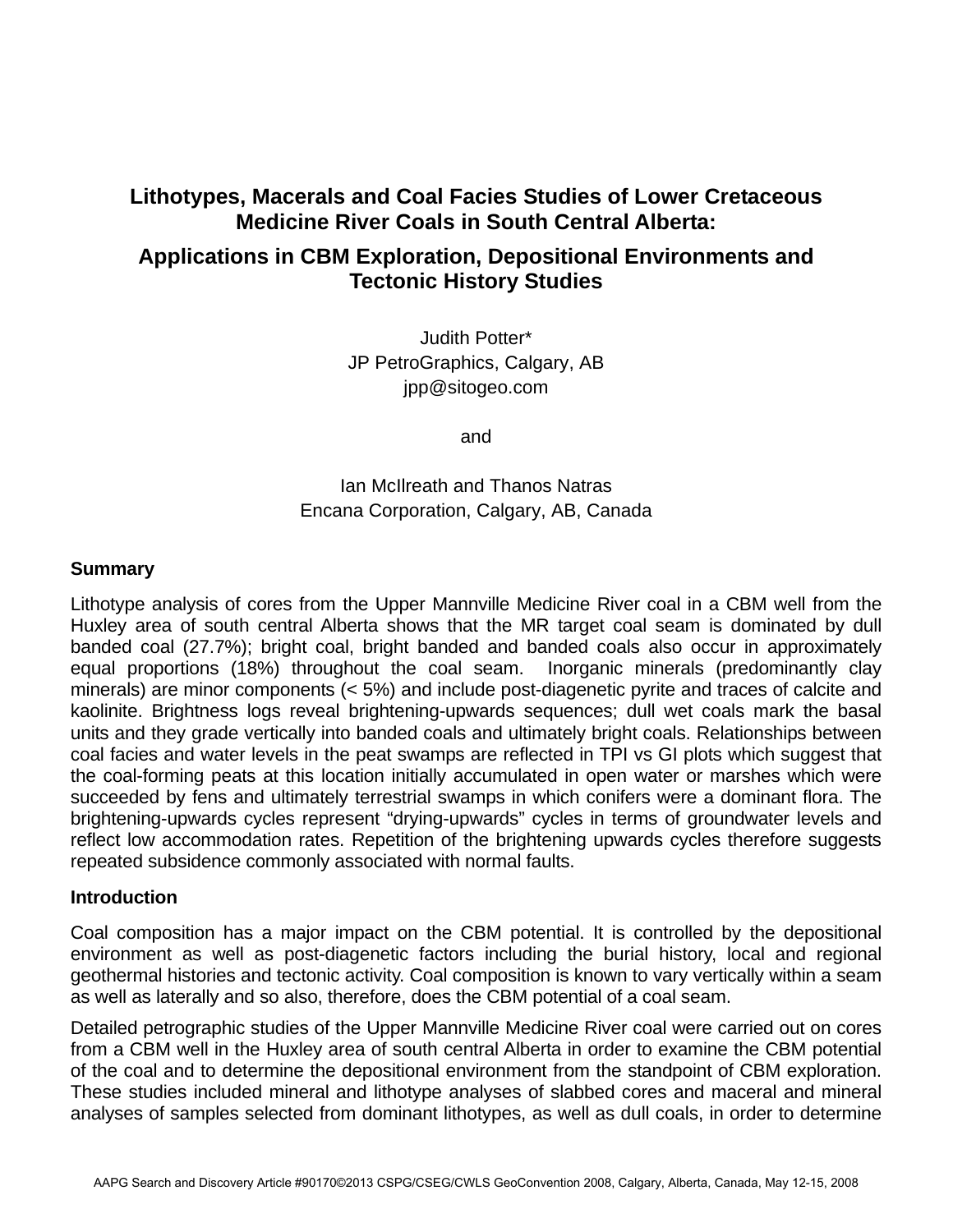# Lithotypes, Macerals and Coal Facies Studies of Lower Cretaceous Medicine River Coals in South Central Alberta:

# Applications in CBM Exploration, Depositional Environments and Tectonic History Studies

Judith Potter*
JP PetroGraphics, Calgary, AB
jpp@sitogeo.com

and

Ian McIlreath and Thanos Natras
Encana Corporation, Calgary, AB, Canada

## Summary

Lithotype analysis of cores from the Upper Mannville Medicine River coal in a CBM well from the Huxley area of south central Alberta shows that the MR target coal seam is dominated by dull banded coal (27.7%); bright coal, bright banded and banded coals also occur in approximately equal proportions (18%) throughout the coal seam. Inorganic minerals (predominantly clay minerals) are minor components (< 5%) and include post-diagenetic pyrite and traces of calcite and kaolinite. Brightness logs reveal brightening-upwards sequences; dull wet coals mark the basal units and they grade vertically into banded coals and ultimately bright coals. Relationships between coal facies and water levels in the peat swamps are reflected in TPI vs GI plots which suggest that the coal-forming peats at this location initially accumulated in open water or marshes which were succeeded by fens and ultimately terrestrial swamps in which conifers were a dominant flora. The brightening-upwards cycles represent “drying-upwards” cycles in terms of groundwater levels and reflect low accommodation rates. Repetition of the brightening upwards cycles therefore suggests repeated subsidence commonly associated with normal faults.

## Introduction

Coal composition has a major impact on the CBM potential. It is controlled by the depositional environment as well as post-diagenetic factors including the burial history, local and regional geothermal histories and tectonic activity. Coal composition is known to vary vertically within a seam as well as laterally and so also, therefore, does the CBM potential of a coal seam.

Detailed petrographic studies of the Upper Mannville Medicine River coal were carried out on cores from a CBM well in the Huxley area of south central Alberta in order to examine the CBM potential of the coal and to determine the depositional environment from the standpoint of CBM exploration. These studies included mineral and lithotype analyses of slabbed cores and maceral and mineral analyses of samples selected from dominant lithotypes, as well as dull coals, in order to determine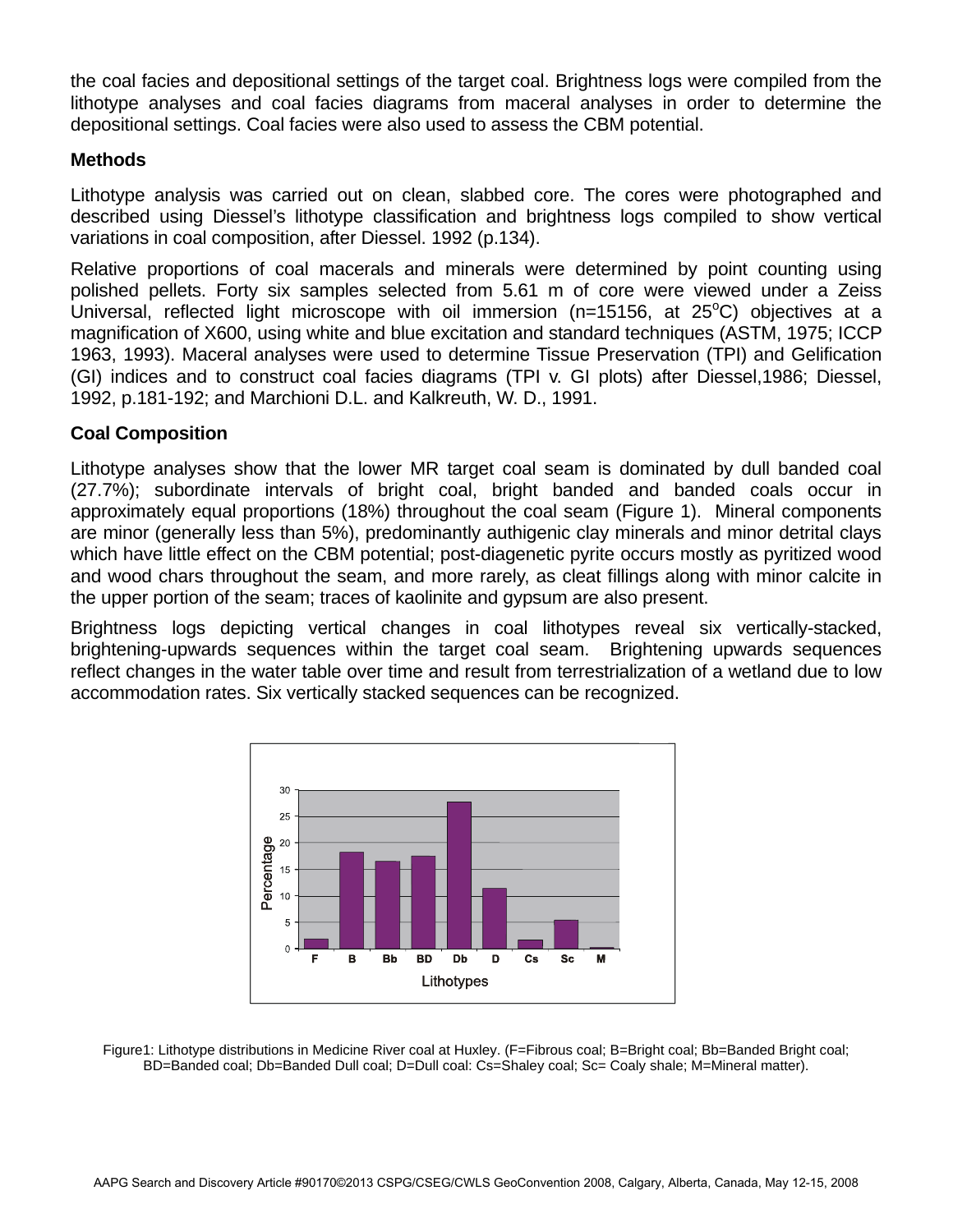the coal facies and depositional settings of the target coal. Brightness logs were compiled from the lithotype analyses and coal facies diagrams from maceral analyses in order to determine the depositional settings. Coal facies were also used to assess the CBM potential.

## Methods

Lithotype analysis was carried out on clean, slabbed core. The cores were photographed and described using Diessel's lithotype classification and brightness logs compiled to show vertical variations in coal composition, after Diessel. 1992 (p.134).

Relative proportions of coal macerals and minerals were determined by point counting using polished pellets. Forty six samples selected from 5.61 m of core were viewed under a Zeiss Universal, reflected light microscope with oil immersion (n=15156, at 25$^{o}$C) objectives at a magnification of X600, using white and blue excitation and standard techniques (ASTM, 1975; ICCP 1963, 1993). Maceral analyses were used to determine Tissue Preservation (TPI) and Gelification (GI) indices and to construct coal facies diagrams (TPI v. GI plots) after Diessel,1986; Diessel, 1992, p.181-192; and Marchioni D.L. and Kalkreuth, W. D., 1991.

## Coal Composition

Lithotype analyses show that the lower MR target coal seam is dominated by dull banded coal (27.7%); subordinate intervals of bright coal, bright banded and banded coals occur in approximately equal proportions (18%) throughout the coal seam (Figure 1). Mineral components are minor (generally less than 5%), predominantly authigenic clay minerals and minor detrital clays which have little effect on the CBM potential; post-diagenetic pyrite occurs mostly as pyritized wood and wood chars throughout the seam, and more rarely, as cleat fillings along with minor calcite in the upper portion of the seam; traces of kaolinite and gypsum are also present.

Brightness logs depicting vertical changes in coal lithotypes reveal six vertically-stacked, brightening-upwards sequences within the target coal seam. Brightening upwards sequences reflect changes in the water table over time and result from terrestrialization of a wetland due to low accommodation rates. Six vertically stacked sequences can be recognized.

Figure1: Lithotype distributions in Medicine River coal at Huxley. (F=Fibrous coal; B=Bright coal; Bb=Banded Bright coal; BD=Banded coal; Db=Banded Dull coal; D=Dull coal: Cs=Shaley coal; Sc= Coaly shale; M=Mineral matter).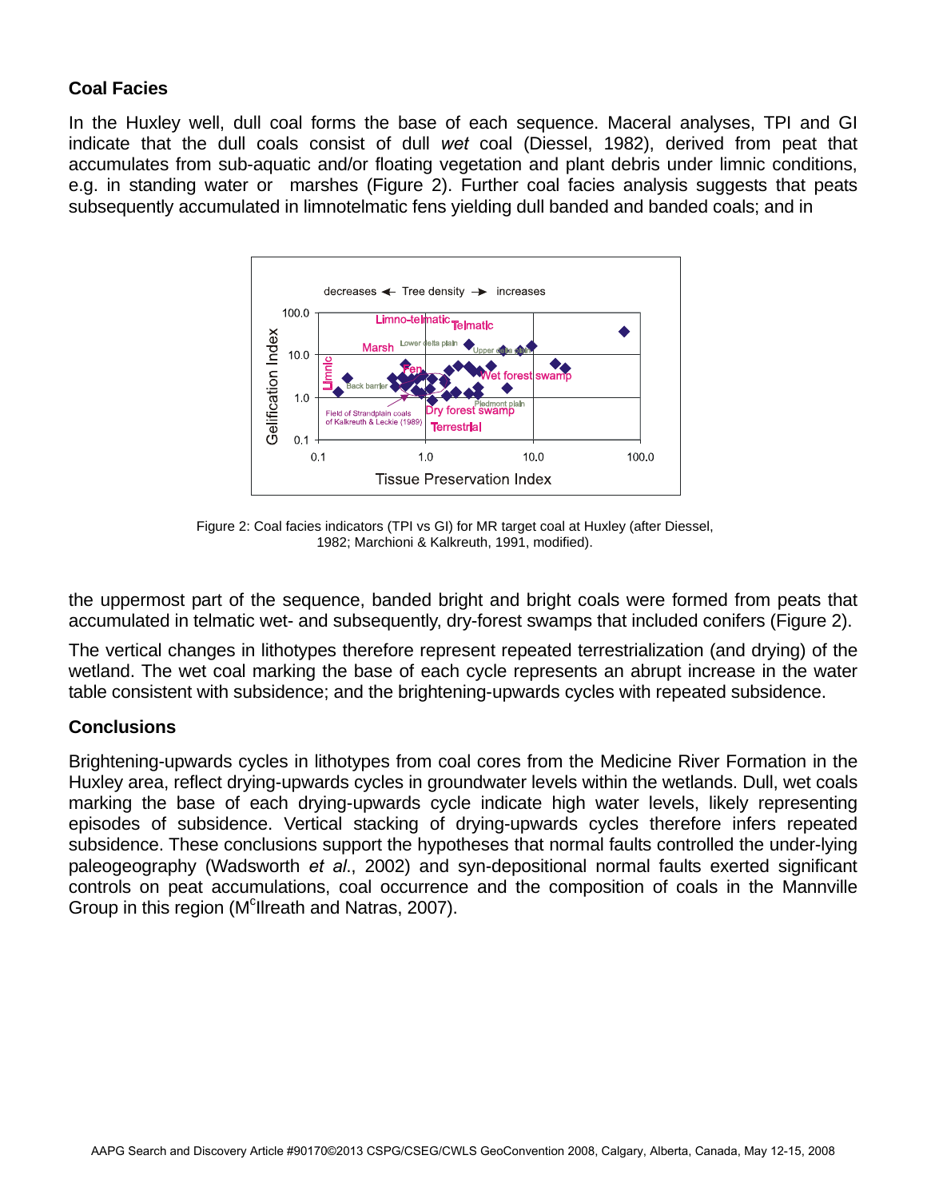## Coal Facies

In the Huxley well, dull coal forms the base of each sequence. Maceral analyses, TPI and GI indicate that the dull coals consist of dull *wet* coal (Diessel, 1982), derived from peat that accumulates from sub-aquatic and/or floating vegetation and plant debris under limnic conditions, e.g. in standing water or marshes (Figure 2). Further coal facies analysis suggests that peats subsequently accumulated in limnotelmatic fens yielding dull banded and banded coals; and in

Figure 2: Coal facies indicators (TPI vs GI) for MR target coal at Huxley (after Diessel, 1982; Marchioni & Kalkreuth, 1991, modified).

the uppermost part of the sequence, banded bright and bright coals were formed from peats that accumulated in telmatic wet- and subsequently, dry-forest swamps that included conifers (Figure 2).

The vertical changes in lithotypes therefore represent repeated terrestrialization (and drying) of the wetland. The wet coal marking the base of each cycle represents an abrupt increase in the water table consistent with subsidence; and the brightening-upwards cycles with repeated subsidence.

## Conclusions

Brightening-upwards cycles in lithotypes from coal cores from the Medicine River Formation in the Huxley area, reflect drying-upwards cycles in groundwater levels within the wetlands. Dull, wet coals marking the base of each drying-upwards cycle indicate high water levels, likely representing episodes of subsidence. Vertical stacking of drying-upwards cycles therefore infers repeated subsidence. These conclusions support the hypotheses that normal faults controlled the under-lying paleogeography (Wadsworth *et al*., 2002) and syn-depositional normal faults exerted significant controls on peat accumulations, coal occurrence and the composition of coals in the Mannville Group in this region (M[c]Ilreath and Natras, 2007).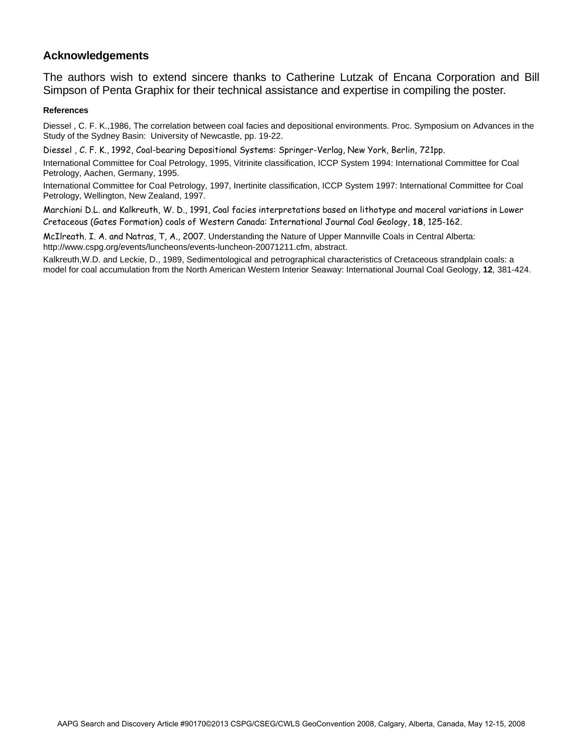## Acknowledgements

The authors wish to extend sincere thanks to Catherine Lutzak of Encana Corporation and Bill Simpson of Penta Graphix for their technical assistance and expertise in compiling the poster.

#### References

Diessel , C. F. K.,1986, The correlation between coal facies and depositional environments. Proc. Symposium on Advances in the Study of the Sydney Basin: University of Newcastle, pp. 19-22.

Diessel , C. F. K., 1992, Coal-bearing Depositional Systems: Springer-Verlag, New York, Berlin, 721pp.

International Committee for Coal Petrology, 1995, Vitrinite classification, ICCP System 1994: International Committee for Coal Petrology, Aachen, Germany, 1995.

International Committee for Coal Petrology, 1997, Inertinite classification, ICCP System 1997: International Committee for Coal Petrology, Wellington, New Zealand, 1997.

Marchioni D.L. and Kalkreuth, W. D., 1991, Coal facies interpretations based on lithotype and maceral variations in Lower Cretaceous (Gates Formation) coals of Western Canada: International Journal Coal Geology, **18**, 125-162.

McIlreath. I. A. and Natras, T, A., 2007. Understanding the Nature of Upper Mannville Coals in Central Alberta: http://www.cspg.org/events/luncheons/events-luncheon-20071211.cfm, abstract.

Kalkreuth,W.D. and Leckie, D., 1989, Sedimentological and petrographical characteristics of Cretaceous strandplain coals: a model for coal accumulation from the North American Western Interior Seaway: International Journal Coal Geology, **12**, 381-424.